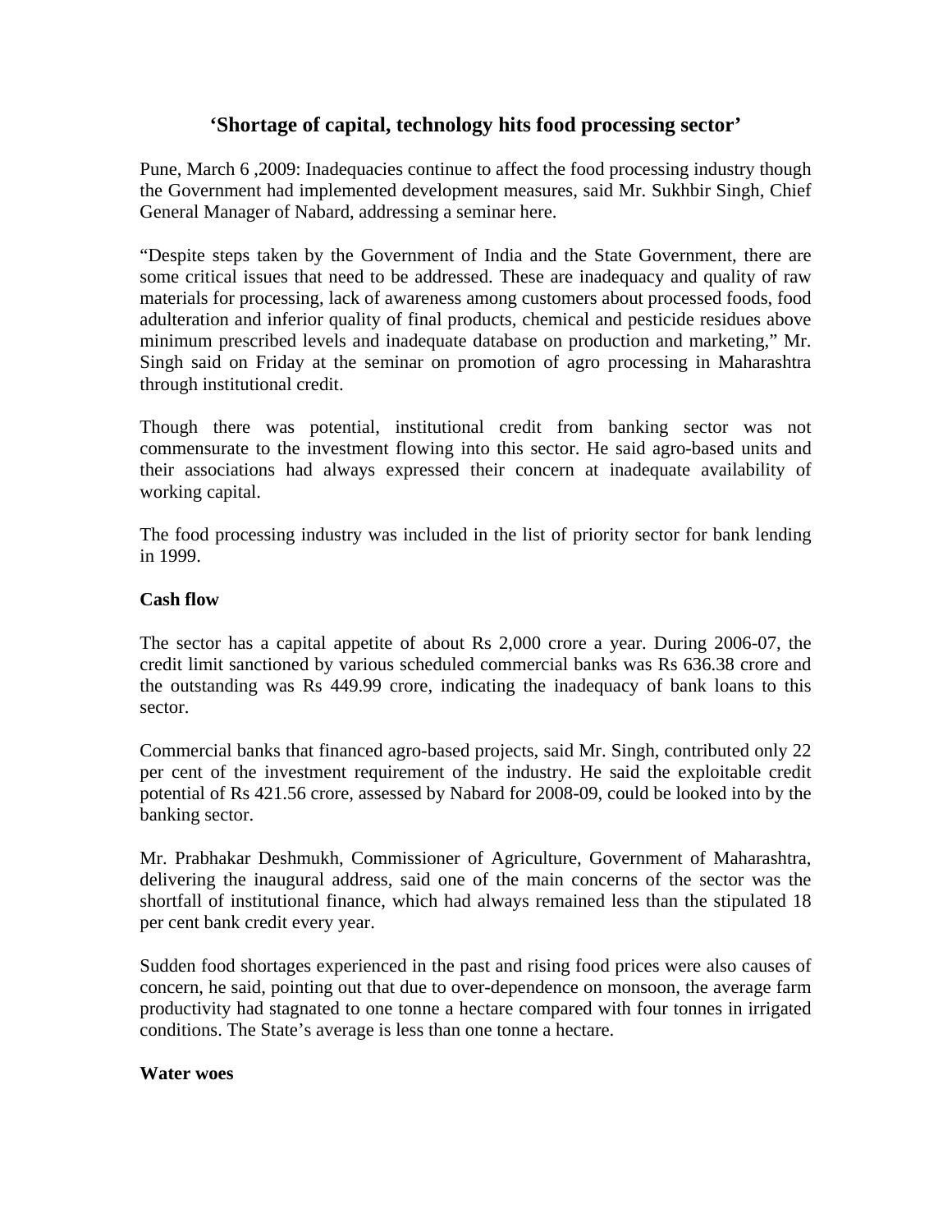# 'Shortage of capital, technology hits food processing sector'

Pune, March 6 ,2009: Inadequacies continue to affect the food processing industry though the Government had implemented development measures, said Mr. Sukhbir Singh, Chief General Manager of Nabard, addressing a seminar here.

"Despite steps taken by the Government of India and the State Government, there are some critical issues that need to be addressed. These are inadequacy and quality of raw materials for processing, lack of awareness among customers about processed foods, food adulteration and inferior quality of final products, chemical and pesticide residues above minimum prescribed levels and inadequate database on production and marketing," Mr. Singh said on Friday at the seminar on promotion of agro processing in Maharashtra through institutional credit.

Though there was potential, institutional credit from banking sector was not commensurate to the investment flowing into this sector. He said agro-based units and their associations had always expressed their concern at inadequate availability of working capital.

The food processing industry was included in the list of priority sector for bank lending in 1999.

**Cash flow**

The sector has a capital appetite of about Rs 2,000 crore a year. During 2006-07, the credit limit sanctioned by various scheduled commercial banks was Rs 636.38 crore and the outstanding was Rs 449.99 crore, indicating the inadequacy of bank loans to this sector.

Commercial banks that financed agro-based projects, said Mr. Singh, contributed only 22 per cent of the investment requirement of the industry. He said the exploitable credit potential of Rs 421.56 crore, assessed by Nabard for 2008-09, could be looked into by the banking sector.

Mr. Prabhakar Deshmukh, Commissioner of Agriculture, Government of Maharashtra, delivering the inaugural address, said one of the main concerns of the sector was the shortfall of institutional finance, which had always remained less than the stipulated 18 per cent bank credit every year.

Sudden food shortages experienced in the past and rising food prices were also causes of concern, he said, pointing out that due to over-dependence on monsoon, the average farm productivity had stagnated to one tonne a hectare compared with four tonnes in irrigated conditions. The State's average is less than one tonne a hectare.

**Water woes**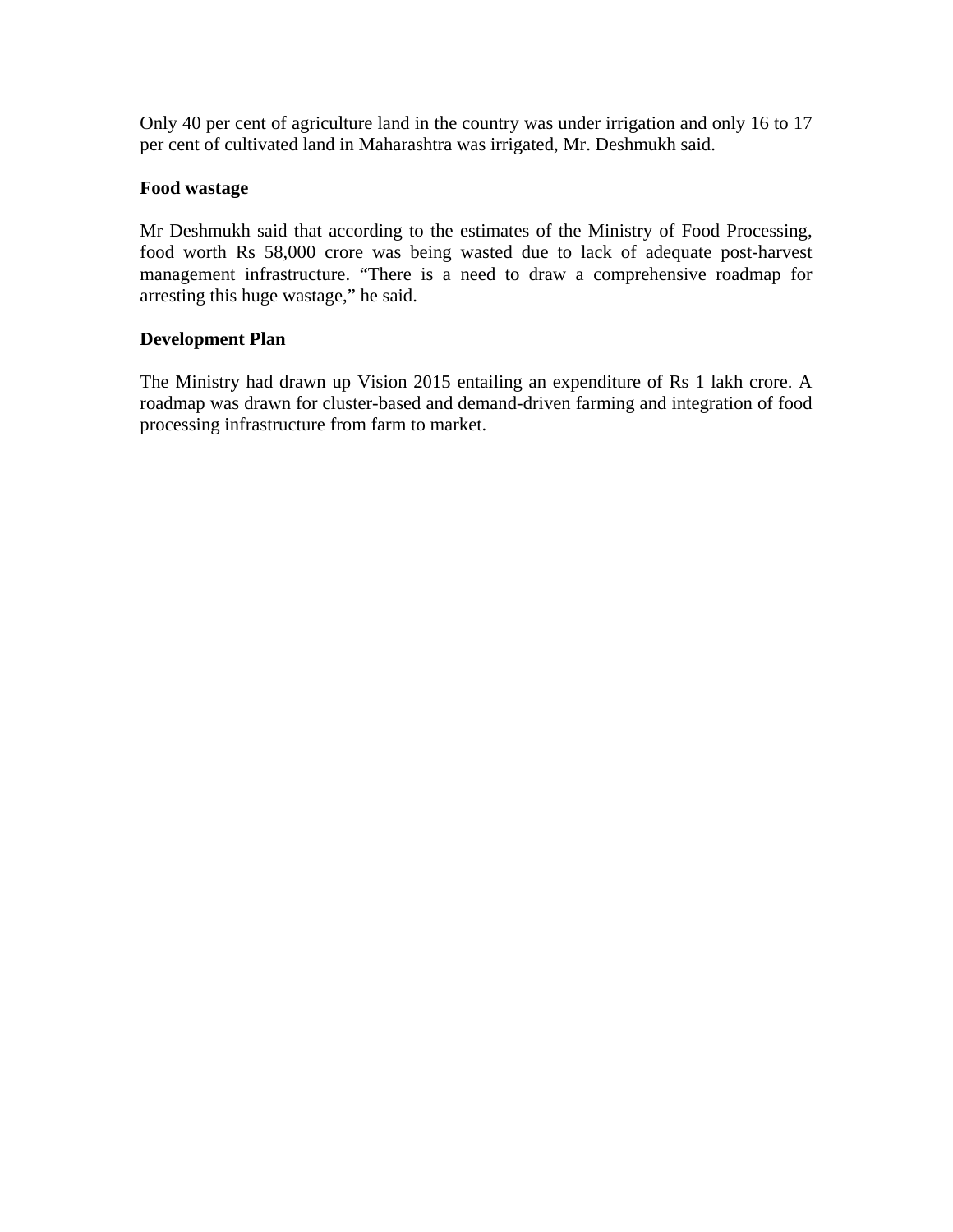Only 40 per cent of agriculture land in the country was under irrigation and only 16 to 17 per cent of cultivated land in Maharashtra was irrigated, Mr. Deshmukh said.

**Food wastage**

Mr Deshmukh said that according to the estimates of the Ministry of Food Processing, food worth Rs 58,000 crore was being wasted due to lack of adequate post-harvest management infrastructure. "There is a need to draw a comprehensive roadmap for arresting this huge wastage," he said.

**Development Plan**

The Ministry had drawn up Vision 2015 entailing an expenditure of Rs 1 lakh crore. A roadmap was drawn for cluster-based and demand-driven farming and integration of food processing infrastructure from farm to market.